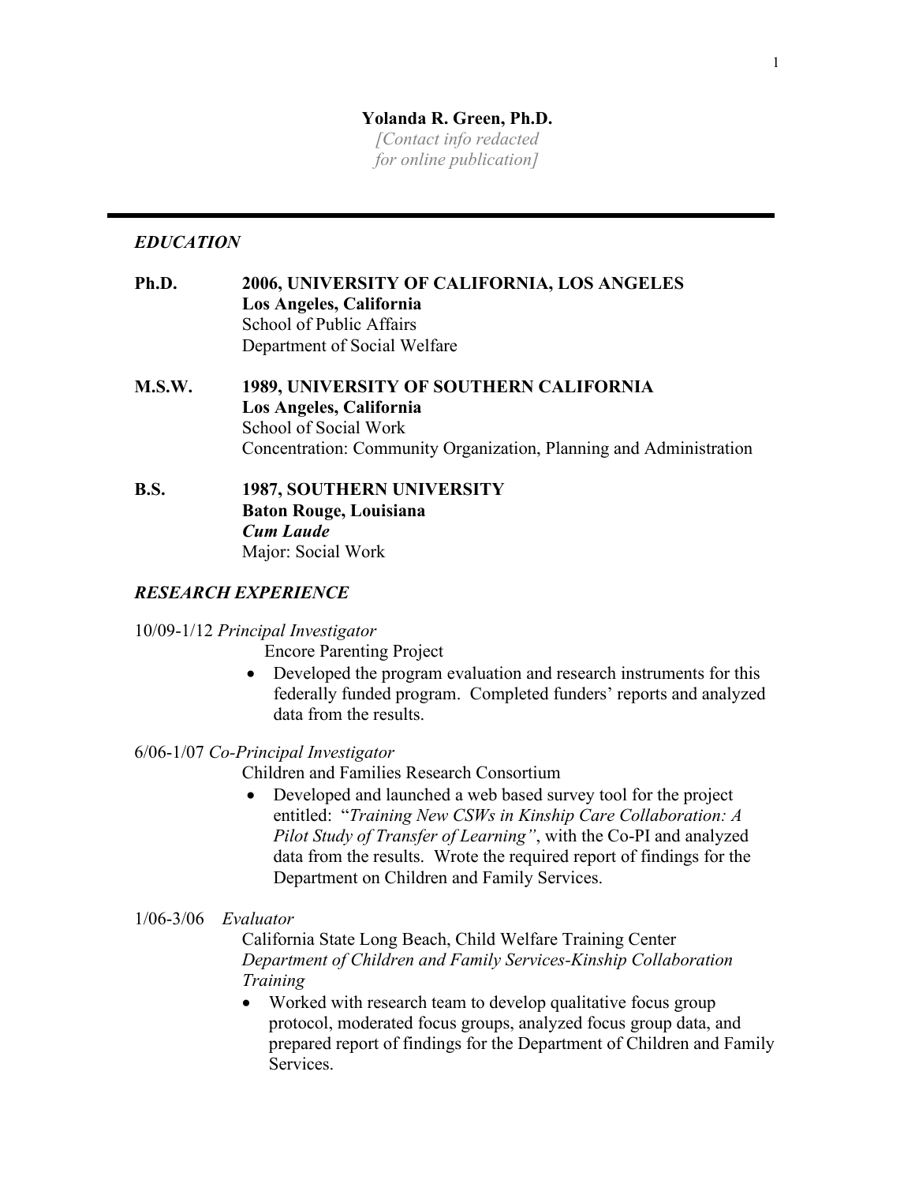# Yolanda R. Green, Ph.D.

*[Contact info redacted for online publication]*

---

## *EDUCATION*

**Ph.D.** **2006, UNIVERSITY OF CALIFORNIA, LOS ANGELES**
**Los Angeles, California**
School of Public Affairs
Department of Social Welfare

**M.S.W.** **1989, UNIVERSITY OF SOUTHERN CALIFORNIA**
**Los Angeles, California**
School of Social Work
Concentration: Community Organization, Planning and Administration

**B.S.** **1987, SOUTHERN UNIVERSITY**
**Baton Rouge, Louisiana**
***Cum Laude***
Major: Social Work

## *RESEARCH EXPERIENCE*

10/09-1/12 *Principal Investigator*

Encore Parenting Project

- Developed the program evaluation and research instruments for this federally funded program. Completed funders' reports and analyzed data from the results.

6/06-1/07 *Co-Principal Investigator*

Children and Families Research Consortium

- Developed and launched a web based survey tool for the project entitled: "*Training New CSWs in Kinship Care Collaboration: A Pilot Study of Transfer of Learning"*, with the Co-PI and analyzed data from the results. Wrote the required report of findings for the Department on Children and Family Services.

1/06-3/06 *Evaluator*

California State Long Beach, Child Welfare Training Center
*Department of Children and Family Services-Kinship Collaboration Training*

- Worked with research team to develop qualitative focus group protocol, moderated focus groups, analyzed focus group data, and prepared report of findings for the Department of Children and Family Services.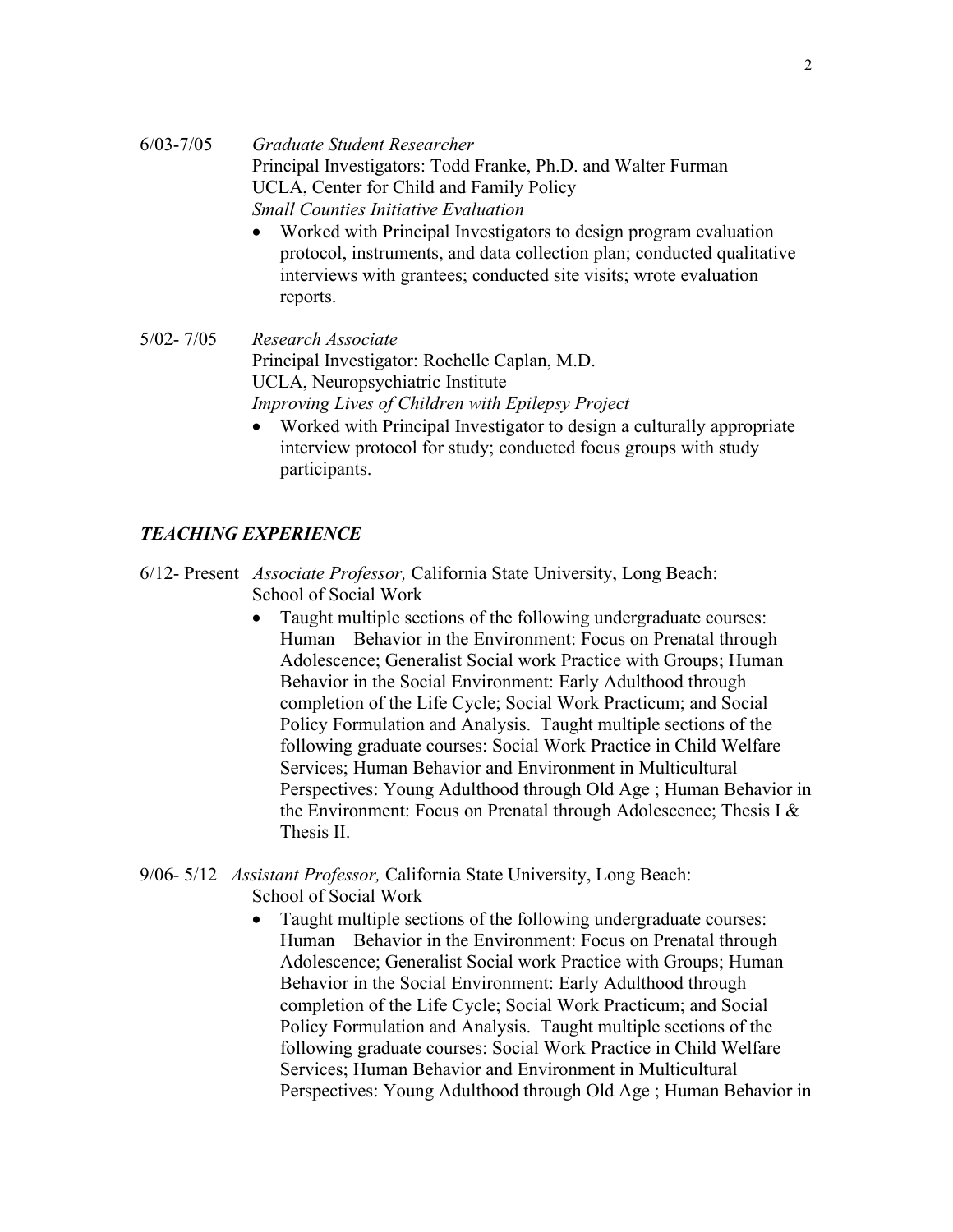6/03-7/05 *Graduate Student Researcher*
Principal Investigators: Todd Franke, Ph.D. and Walter Furman
UCLA, Center for Child and Family Policy
*Small Counties Initiative Evaluation*

- Worked with Principal Investigators to design program evaluation protocol, instruments, and data collection plan; conducted qualitative interviews with grantees; conducted site visits; wrote evaluation reports.

5/02- 7/05 *Research Associate*
Principal Investigator: Rochelle Caplan, M.D.
UCLA, Neuropsychiatric Institute
*Improving Lives of Children with Epilepsy Project*

- Worked with Principal Investigator to design a culturally appropriate interview protocol for study; conducted focus groups with study participants.

## *TEACHING EXPERIENCE*

6/12- Present *Associate Professor,* California State University, Long Beach: School of Social Work

- Taught multiple sections of the following undergraduate courses: Human Behavior in the Environment: Focus on Prenatal through Adolescence; Generalist Social work Practice with Groups; Human Behavior in the Social Environment: Early Adulthood through completion of the Life Cycle; Social Work Practicum; and Social Policy Formulation and Analysis. Taught multiple sections of the following graduate courses: Social Work Practice in Child Welfare Services; Human Behavior and Environment in Multicultural Perspectives: Young Adulthood through Old Age ; Human Behavior in the Environment: Focus on Prenatal through Adolescence; Thesis I & Thesis II.

9/06- 5/12 *Assistant Professor,* California State University, Long Beach: School of Social Work

- Taught multiple sections of the following undergraduate courses: Human Behavior in the Environment: Focus on Prenatal through Adolescence; Generalist Social work Practice with Groups; Human Behavior in the Social Environment: Early Adulthood through completion of the Life Cycle; Social Work Practicum; and Social Policy Formulation and Analysis. Taught multiple sections of the following graduate courses: Social Work Practice in Child Welfare Services; Human Behavior and Environment in Multicultural Perspectives: Young Adulthood through Old Age ; Human Behavior in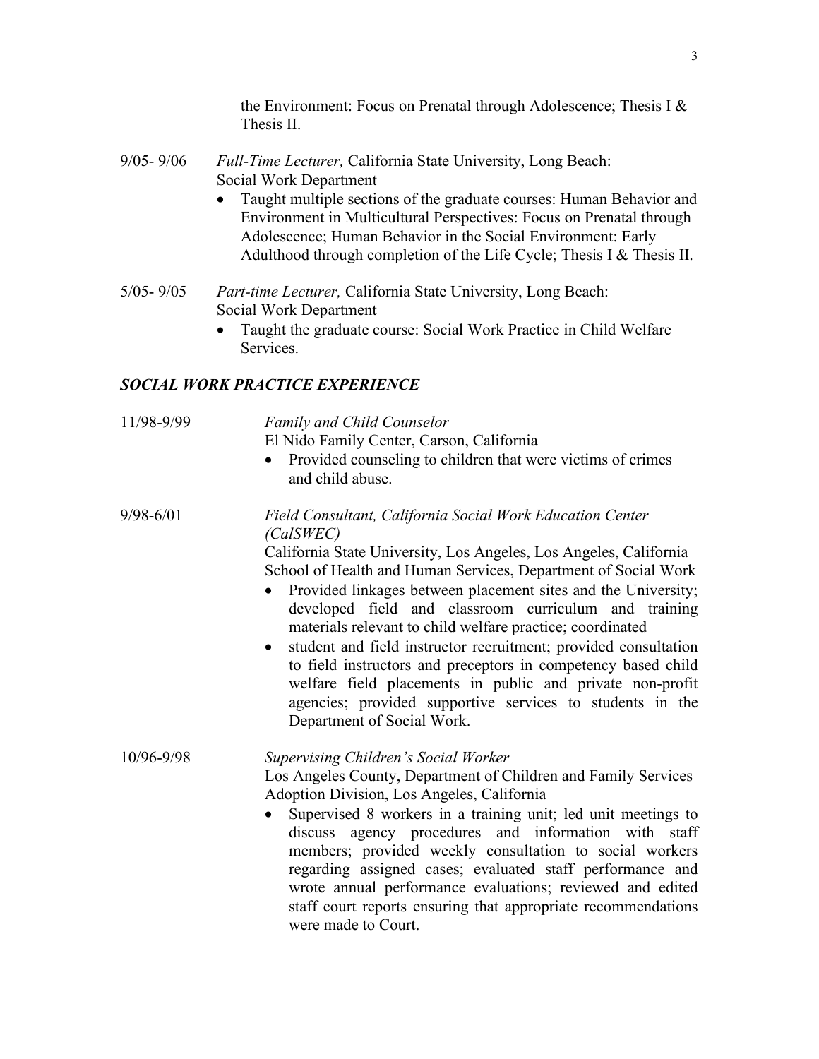the Environment: Focus on Prenatal through Adolescence; Thesis I & Thesis II.

9/05- 9/06 *Full-Time Lecturer,* California State University, Long Beach: Social Work Department

- Taught multiple sections of the graduate courses: Human Behavior and Environment in Multicultural Perspectives: Focus on Prenatal through Adolescence; Human Behavior in the Social Environment: Early Adulthood through completion of the Life Cycle; Thesis I & Thesis II.

5/05- 9/05 *Part-time Lecturer,* California State University, Long Beach: Social Work Department

- Taught the graduate course: Social Work Practice in Child Welfare Services.

## *SOCIAL WORK PRACTICE EXPERIENCE*

11/98-9/99 *Family and Child Counselor*
El Nido Family Center, Carson, California

- Provided counseling to children that were victims of crimes and child abuse.

9/98-6/01 *Field Consultant, California Social Work Education Center (CalSWEC)*
California State University, Los Angeles, Los Angeles, California
School of Health and Human Services, Department of Social Work

- Provided linkages between placement sites and the University; developed field and classroom curriculum and training materials relevant to child welfare practice; coordinated
- student and field instructor recruitment; provided consultation to field instructors and preceptors in competency based child welfare field placements in public and private non-profit agencies; provided supportive services to students in the Department of Social Work.

10/96-9/98 *Supervising Children's Social Worker*
Los Angeles County, Department of Children and Family Services
Adoption Division, Los Angeles, California

- Supervised 8 workers in a training unit; led unit meetings to discuss agency procedures and information with staff members; provided weekly consultation to social workers regarding assigned cases; evaluated staff performance and wrote annual performance evaluations; reviewed and edited staff court reports ensuring that appropriate recommendations were made to Court.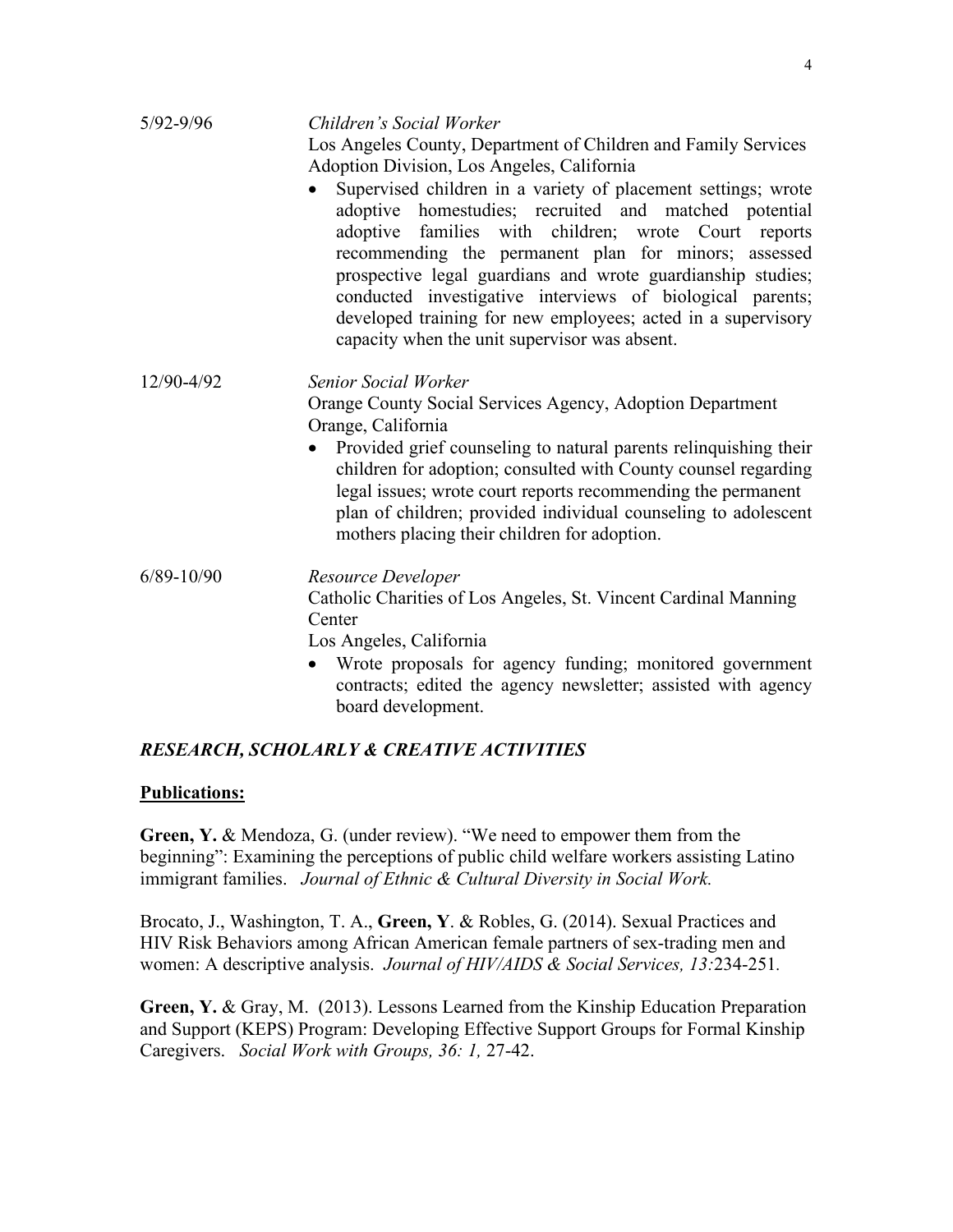5/92-9/96 *Children's Social Worker*
Los Angeles County, Department of Children and Family Services Adoption Division, Los Angeles, California

- Supervised children in a variety of placement settings; wrote adoptive homestudies; recruited and matched potential adoptive families with children; wrote Court reports recommending the permanent plan for minors; assessed prospective legal guardians and wrote guardianship studies; conducted investigative interviews of biological parents; developed training for new employees; acted in a supervisory capacity when the unit supervisor was absent.

12/90-4/92 *Senior Social Worker*
Orange County Social Services Agency, Adoption Department
Orange, California

- Provided grief counseling to natural parents relinquishing their children for adoption; consulted with County counsel regarding legal issues; wrote court reports recommending the permanent plan of children; provided individual counseling to adolescent mothers placing their children for adoption.

6/89-10/90 *Resource Developer*
Catholic Charities of Los Angeles, St. Vincent Cardinal Manning Center
Los Angeles, California

- Wrote proposals for agency funding; monitored government contracts; edited the agency newsletter; assisted with agency board development.

## *RESEARCH, SCHOLARLY & CREATIVE ACTIVITIES*

### Publications:

**Green, Y.** & Mendoza, G. (under review). "We need to empower them from the beginning": Examining the perceptions of public child welfare workers assisting Latino immigrant families. *Journal of Ethnic & Cultural Diversity in Social Work.*

Brocato, J., Washington, T. A., **Green, Y**. & Robles, G. (2014). Sexual Practices and HIV Risk Behaviors among African American female partners of sex-trading men and women: A descriptive analysis. *Journal of HIV/AIDS & Social Services, 13:*234-251.

**Green, Y.** & Gray, M. (2013). Lessons Learned from the Kinship Education Preparation and Support (KEPS) Program: Developing Effective Support Groups for Formal Kinship Caregivers. *Social Work with Groups, 36: 1,* 27-42.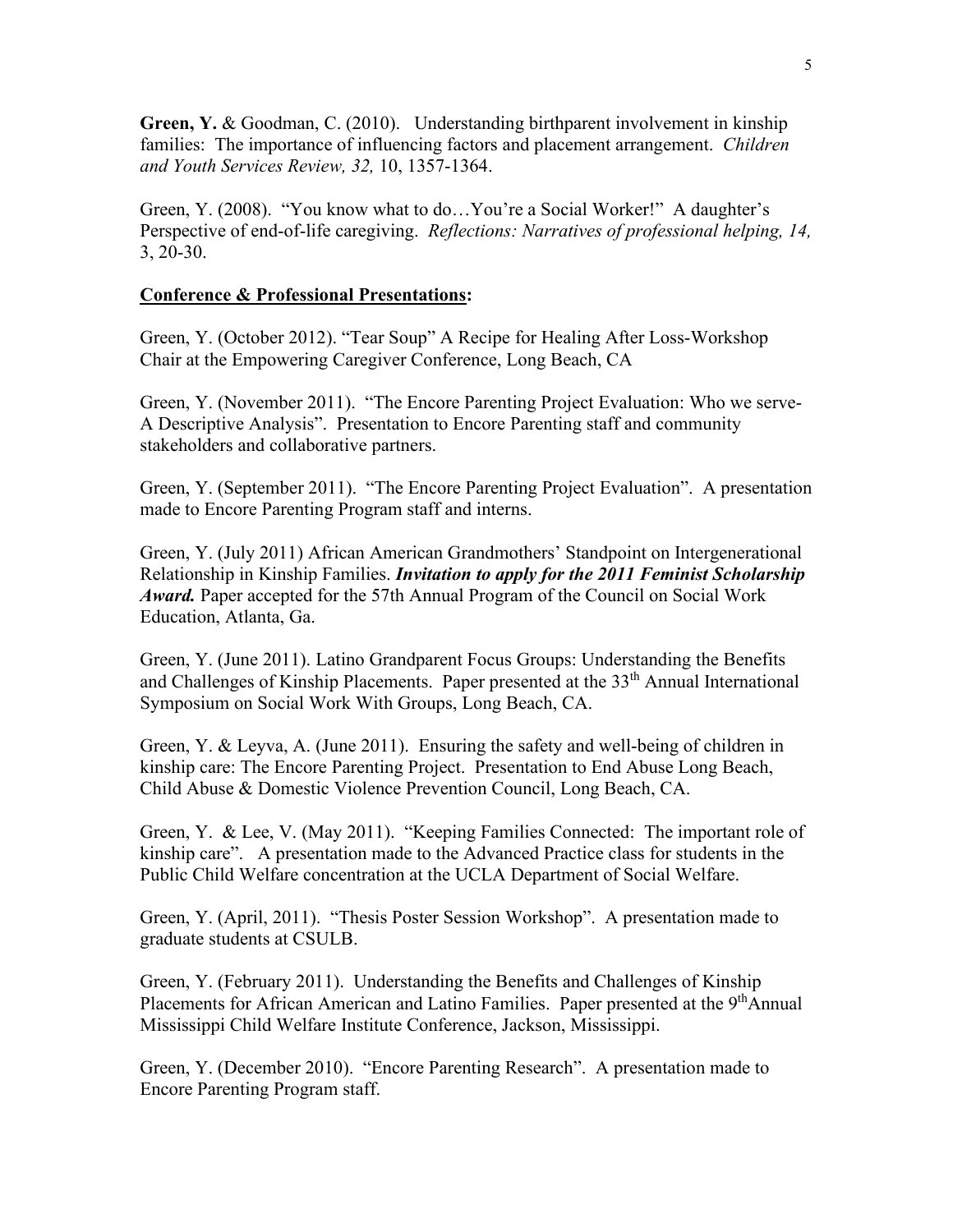**Green, Y.** & Goodman, C. (2010). Understanding birthparent involvement in kinship families: The importance of influencing factors and placement arrangement. *Children and Youth Services Review, 32,* 10, 1357-1364.

Green, Y. (2008). "You know what to do…You're a Social Worker!" A daughter's Perspective of end-of-life caregiving. *Reflections: Narratives of professional helping, 14,* 3, 20-30.

**Conference & Professional Presentations:**

Green, Y. (October 2012). "Tear Soup" A Recipe for Healing After Loss-Workshop Chair at the Empowering Caregiver Conference, Long Beach, CA

Green, Y. (November 2011). "The Encore Parenting Project Evaluation: Who we serve-A Descriptive Analysis". Presentation to Encore Parenting staff and community stakeholders and collaborative partners.

Green, Y. (September 2011). "The Encore Parenting Project Evaluation". A presentation made to Encore Parenting Program staff and interns.

Green, Y. (July 2011) African American Grandmothers' Standpoint on Intergenerational Relationship in Kinship Families. ***Invitation to apply for the 2011 Feminist Scholarship Award.*** Paper accepted for the 57th Annual Program of the Council on Social Work Education, Atlanta, Ga.

Green, Y. (June 2011). Latino Grandparent Focus Groups: Understanding the Benefits and Challenges of Kinship Placements. Paper presented at the 33th Annual International Symposium on Social Work With Groups, Long Beach, CA.

Green, Y. & Leyva, A. (June 2011). Ensuring the safety and well-being of children in kinship care: The Encore Parenting Project. Presentation to End Abuse Long Beach, Child Abuse & Domestic Violence Prevention Council, Long Beach, CA.

Green, Y. & Lee, V. (May 2011). "Keeping Families Connected: The important role of kinship care". A presentation made to the Advanced Practice class for students in the Public Child Welfare concentration at the UCLA Department of Social Welfare.

Green, Y. (April, 2011). "Thesis Poster Session Workshop". A presentation made to graduate students at CSULB.

Green, Y. (February 2011). Understanding the Benefits and Challenges of Kinship Placements for African American and Latino Families. Paper presented at the 9th Annual Mississippi Child Welfare Institute Conference, Jackson, Mississippi.

Green, Y. (December 2010). "Encore Parenting Research". A presentation made to Encore Parenting Program staff.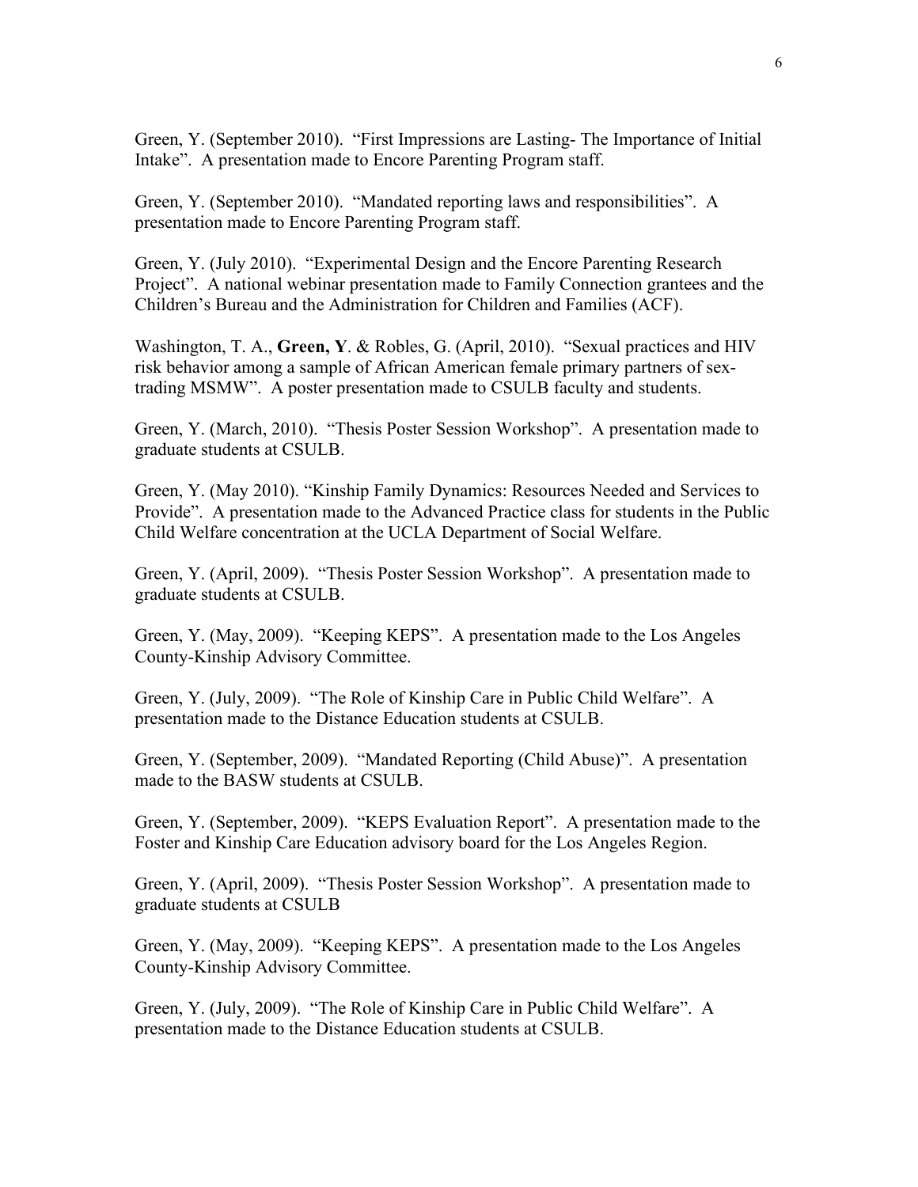Green, Y. (September 2010). "First Impressions are Lasting- The Importance of Initial Intake". A presentation made to Encore Parenting Program staff.

Green, Y. (September 2010). "Mandated reporting laws and responsibilities". A presentation made to Encore Parenting Program staff.

Green, Y. (July 2010). "Experimental Design and the Encore Parenting Research Project". A national webinar presentation made to Family Connection grantees and the Children's Bureau and the Administration for Children and Families (ACF).

Washington, T. A., **Green, Y**. & Robles, G. (April, 2010). "Sexual practices and HIV risk behavior among a sample of African American female primary partners of sex-trading MSMW". A poster presentation made to CSULB faculty and students.

Green, Y. (March, 2010). "Thesis Poster Session Workshop". A presentation made to graduate students at CSULB.

Green, Y. (May 2010). "Kinship Family Dynamics: Resources Needed and Services to Provide". A presentation made to the Advanced Practice class for students in the Public Child Welfare concentration at the UCLA Department of Social Welfare.

Green, Y. (April, 2009). "Thesis Poster Session Workshop". A presentation made to graduate students at CSULB.

Green, Y. (May, 2009). "Keeping KEPS". A presentation made to the Los Angeles County-Kinship Advisory Committee.

Green, Y. (July, 2009). "The Role of Kinship Care in Public Child Welfare". A presentation made to the Distance Education students at CSULB.

Green, Y. (September, 2009). "Mandated Reporting (Child Abuse)". A presentation made to the BASW students at CSULB.

Green, Y. (September, 2009). "KEPS Evaluation Report". A presentation made to the Foster and Kinship Care Education advisory board for the Los Angeles Region.

Green, Y. (April, 2009). "Thesis Poster Session Workshop". A presentation made to graduate students at CSULB

Green, Y. (May, 2009). "Keeping KEPS". A presentation made to the Los Angeles County-Kinship Advisory Committee.

Green, Y. (July, 2009). "The Role of Kinship Care in Public Child Welfare". A presentation made to the Distance Education students at CSULB.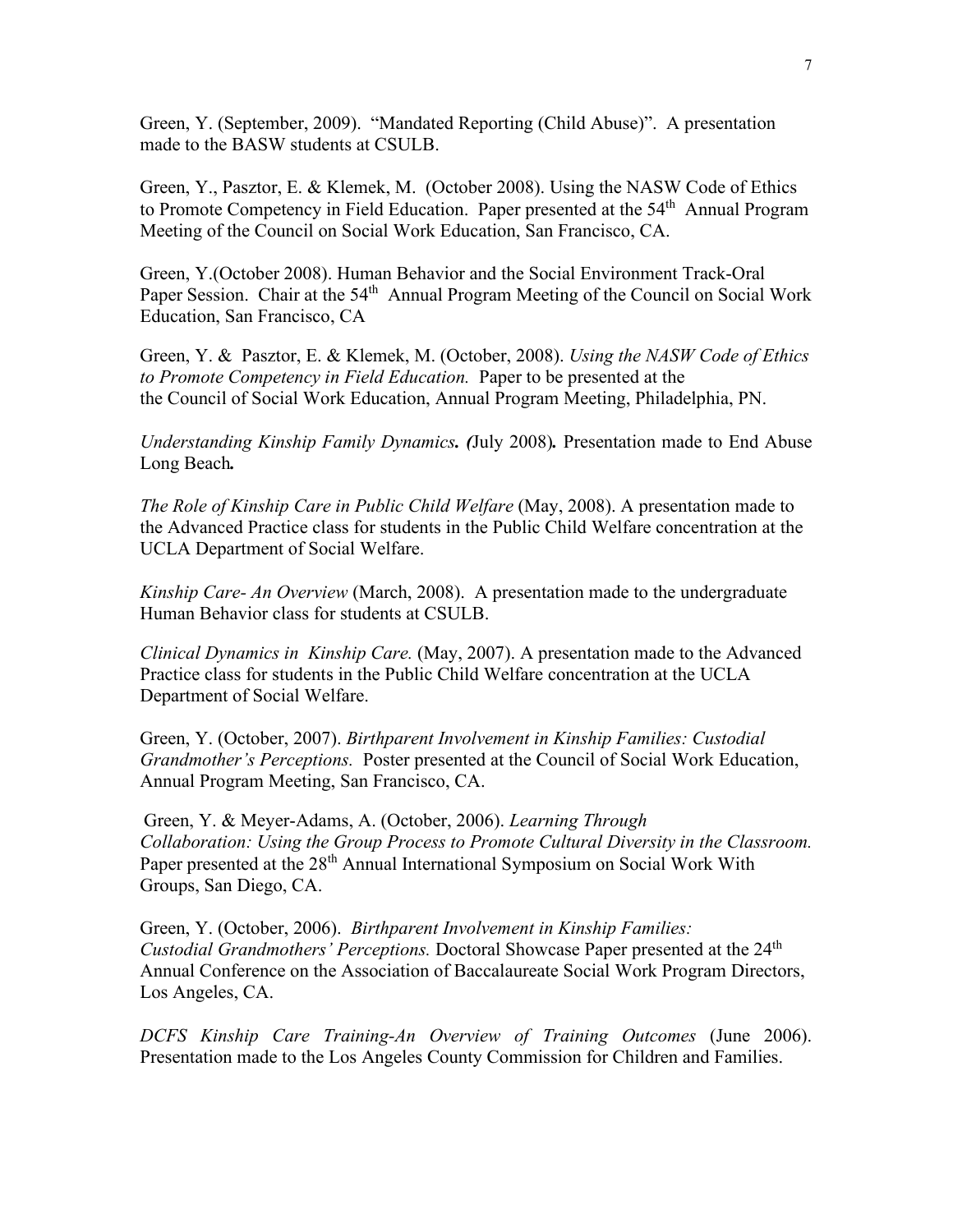Green, Y. (September, 2009). "Mandated Reporting (Child Abuse)". A presentation made to the BASW students at CSULB.

Green, Y., Pasztor, E. & Klemek, M. (October 2008). Using the NASW Code of Ethics to Promote Competency in Field Education. Paper presented at the 54th Annual Program Meeting of the Council on Social Work Education, San Francisco, CA.

Green, Y.(October 2008). Human Behavior and the Social Environment Track-Oral Paper Session. Chair at the 54th Annual Program Meeting of the Council on Social Work Education, San Francisco, CA

Green, Y. & Pasztor, E. & Klemek, M. (October, 2008). *Using the NASW Code of Ethics to Promote Competency in Field Education.* Paper to be presented at the the Council of Social Work Education, Annual Program Meeting, Philadelphia, PN.

*Understanding Kinship Family Dynamics.* ***(****July 2008****).*** Presentation made to End Abuse Long Beach***.***

*The Role of Kinship Care in Public Child Welfare* (May, 2008). A presentation made to the Advanced Practice class for students in the Public Child Welfare concentration at the UCLA Department of Social Welfare.

*Kinship Care- An Overview* (March, 2008). A presentation made to the undergraduate Human Behavior class for students at CSULB.

*Clinical Dynamics in Kinship Care.* (May, 2007). A presentation made to the Advanced Practice class for students in the Public Child Welfare concentration at the UCLA Department of Social Welfare.

Green, Y. (October, 2007). *Birthparent Involvement in Kinship Families: Custodial Grandmother's Perceptions.* Poster presented at the Council of Social Work Education, Annual Program Meeting, San Francisco, CA.

Green, Y. & Meyer-Adams, A. (October, 2006). *Learning Through Collaboration: Using the Group Process to Promote Cultural Diversity in the Classroom.* Paper presented at the 28th Annual International Symposium on Social Work With Groups, San Diego, CA.

Green, Y. (October, 2006). *Birthparent Involvement in Kinship Families: Custodial Grandmothers' Perceptions.* Doctoral Showcase Paper presented at the 24th Annual Conference on the Association of Baccalaureate Social Work Program Directors, Los Angeles, CA.

*DCFS Kinship Care Training-An Overview of Training Outcomes* (June 2006). Presentation made to the Los Angeles County Commission for Children and Families.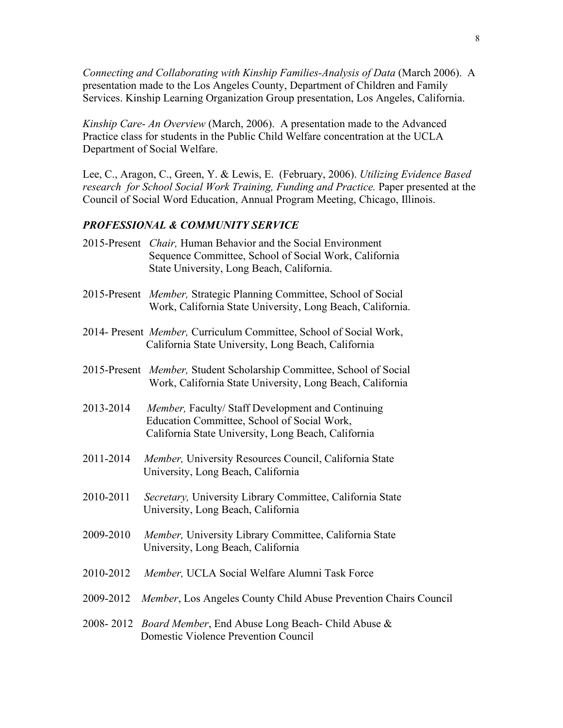*Connecting and Collaborating with Kinship Families-Analysis of Data* (March 2006). A presentation made to the Los Angeles County, Department of Children and Family Services. Kinship Learning Organization Group presentation, Los Angeles, California.

*Kinship Care- An Overview* (March, 2006). A presentation made to the Advanced Practice class for students in the Public Child Welfare concentration at the UCLA Department of Social Welfare.

Lee, C., Aragon, C., Green, Y. & Lewis, E. (February, 2006). *Utilizing Evidence Based research for School Social Work Training, Funding and Practice.* Paper presented at the Council of Social Word Education, Annual Program Meeting, Chicago, Illinois.

### ***PROFESSIONAL & COMMUNITY SERVICE***

2015-Present *Chair,* Human Behavior and the Social Environment Sequence Committee, School of Social Work, California State University, Long Beach, California.

2015-Present *Member,* Strategic Planning Committee, School of Social Work, California State University, Long Beach, California.

2014- Present *Member,* Curriculum Committee, School of Social Work, California State University, Long Beach, California

2015-Present *Member,* Student Scholarship Committee, School of Social Work, California State University, Long Beach, California

2013-2014 *Member,* Faculty/ Staff Development and Continuing Education Committee, School of Social Work, California State University, Long Beach, California

2011-2014 *Member,* University Resources Council, California State University, Long Beach, California

2010-2011 *Secretary,* University Library Committee, California State University, Long Beach, California

2009-2010 *Member,* University Library Committee, California State University, Long Beach, California

2010-2012 *Member,* UCLA Social Welfare Alumni Task Force

2009-2012 *Member*, Los Angeles County Child Abuse Prevention Chairs Council

2008- 2012 *Board Member*, End Abuse Long Beach- Child Abuse & Domestic Violence Prevention Council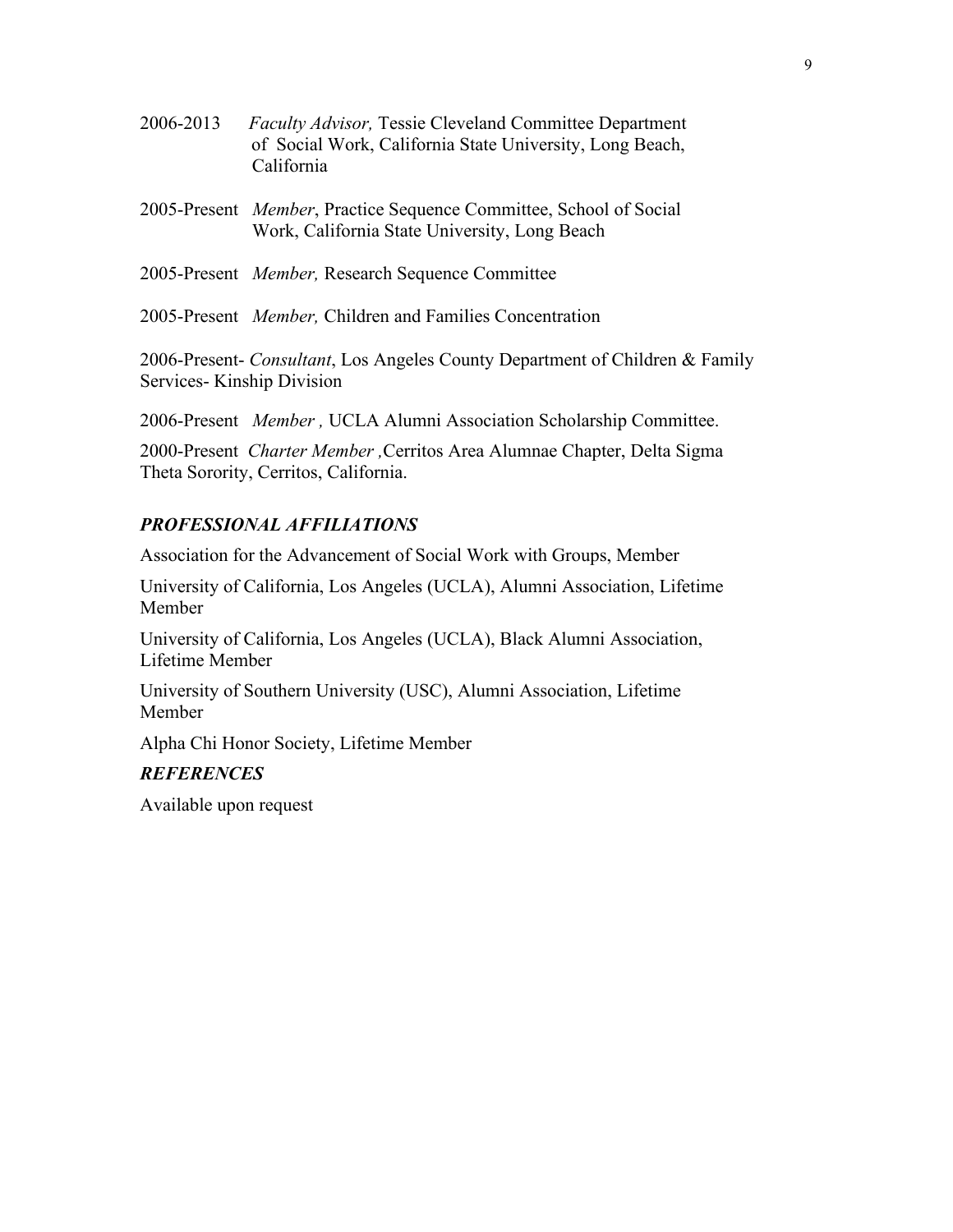2006-2013 *Faculty Advisor,* Tessie Cleveland Committee Department of Social Work, California State University, Long Beach, California

2005-Present *Member*, Practice Sequence Committee, School of Social Work, California State University, Long Beach

2005-Present *Member,* Research Sequence Committee

2005-Present *Member,* Children and Families Concentration

2006-Present- *Consultant*, Los Angeles County Department of Children & Family Services- Kinship Division

2006-Present *Member ,* UCLA Alumni Association Scholarship Committee.

2000-Present *Charter Member ,*Cerritos Area Alumnae Chapter, Delta Sigma Theta Sorority, Cerritos, California.

### *PROFESSIONAL AFFILIATIONS*

Association for the Advancement of Social Work with Groups, Member

University of California, Los Angeles (UCLA), Alumni Association, Lifetime Member

University of California, Los Angeles (UCLA), Black Alumni Association, Lifetime Member

University of Southern University (USC), Alumni Association, Lifetime Member

Alpha Chi Honor Society, Lifetime Member

### *REFERENCES*

Available upon request